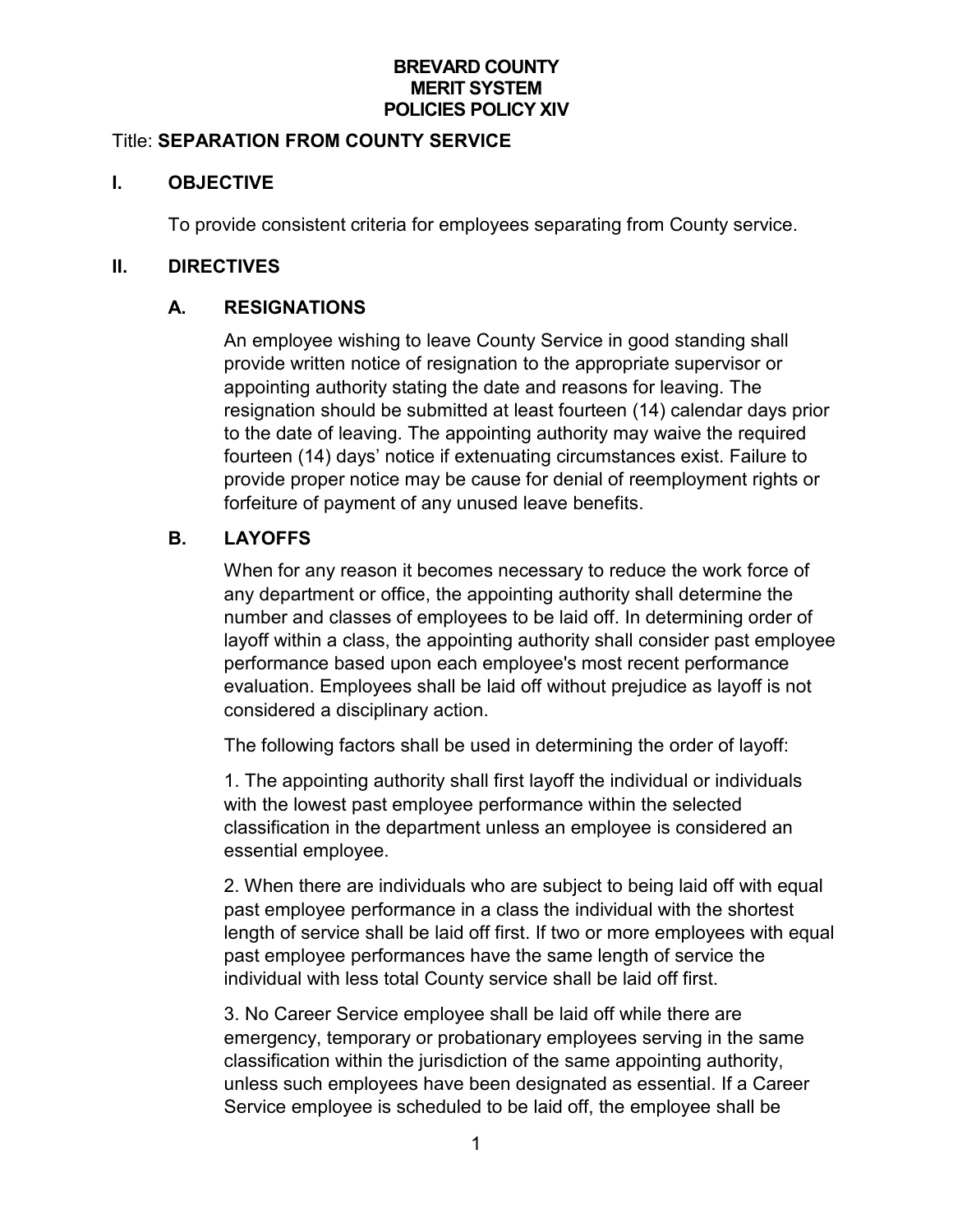**BREVARD COUNTY**
**MERIT SYSTEM**
**POLICIES POLICY XIV**

Title: **SEPARATION FROM COUNTY SERVICE**

## I. OBJECTIVE

To provide consistent criteria for employees separating from County service.

## II. DIRECTIVES

### A. RESIGNATIONS

An employee wishing to leave County Service in good standing shall provide written notice of resignation to the appropriate supervisor or appointing authority stating the date and reasons for leaving. The resignation should be submitted at least fourteen (14) calendar days prior to the date of leaving. The appointing authority may waive the required fourteen (14) days' notice if extenuating circumstances exist. Failure to provide proper notice may be cause for denial of reemployment rights or forfeiture of payment of any unused leave benefits.

### B. LAYOFFS

When for any reason it becomes necessary to reduce the work force of any department or office, the appointing authority shall determine the number and classes of employees to be laid off. In determining order of layoff within a class, the appointing authority shall consider past employee performance based upon each employee's most recent performance evaluation. Employees shall be laid off without prejudice as layoff is not considered a disciplinary action.

The following factors shall be used in determining the order of layoff:

1. The appointing authority shall first layoff the individual or individuals with the lowest past employee performance within the selected classification in the department unless an employee is considered an essential employee.

2. When there are individuals who are subject to being laid off with equal past employee performance in a class the individual with the shortest length of service shall be laid off first. If two or more employees with equal past employee performances have the same length of service the individual with less total County service shall be laid off first.

3. No Career Service employee shall be laid off while there are emergency, temporary or probationary employees serving in the same classification within the jurisdiction of the same appointing authority, unless such employees have been designated as essential. If a Career Service employee is scheduled to be laid off, the employee shall be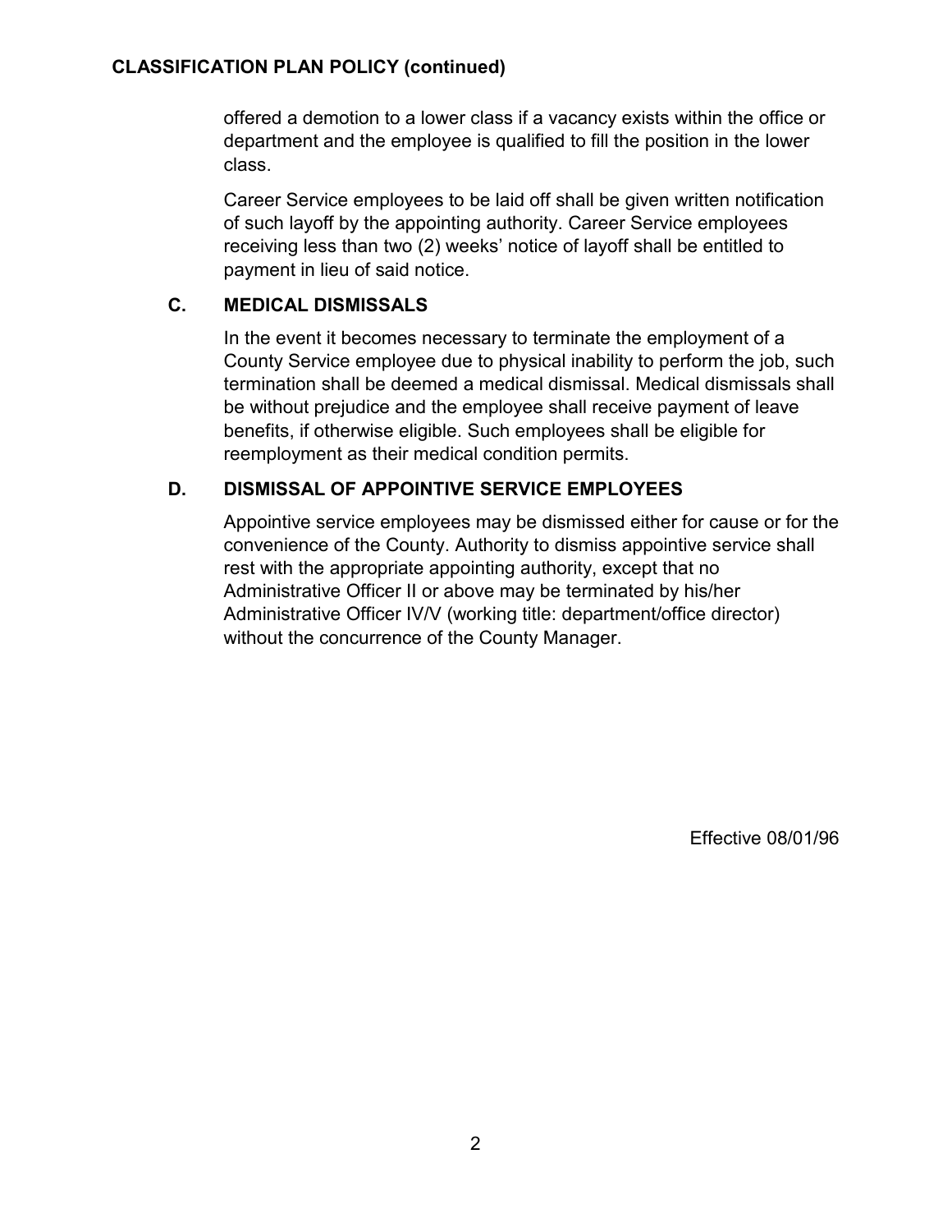offered a demotion to a lower class if a vacancy exists within the office or department and the employee is qualified to fill the position in the lower class.

Career Service employees to be laid off shall be given written notification of such layoff by the appointing authority. Career Service employees receiving less than two (2) weeks' notice of layoff shall be entitled to payment in lieu of said notice.

### C. MEDICAL DISMISSALS

In the event it becomes necessary to terminate the employment of a County Service employee due to physical inability to perform the job, such termination shall be deemed a medical dismissal. Medical dismissals shall be without prejudice and the employee shall receive payment of leave benefits, if otherwise eligible. Such employees shall be eligible for reemployment as their medical condition permits.

### D. DISMISSAL OF APPOINTIVE SERVICE EMPLOYEES

Appointive service employees may be dismissed either for cause or for the convenience of the County. Authority to dismiss appointive service shall rest with the appropriate appointing authority, except that no Administrative Officer II or above may be terminated by his/her Administrative Officer IV/V (working title: department/office director) without the concurrence of the County Manager.

Effective 08/01/96